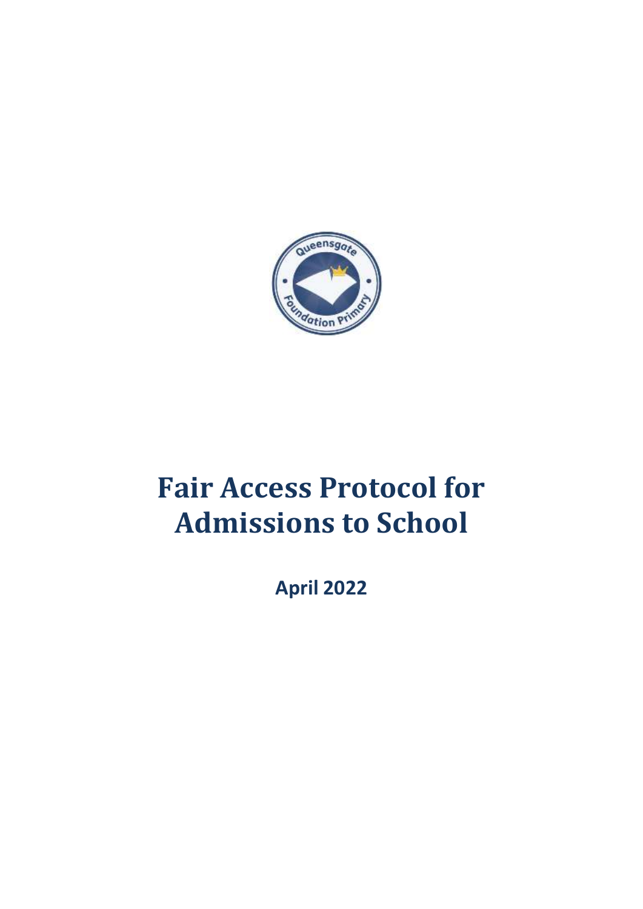# Fair Access Protocol for Admissions to School

**April 2022**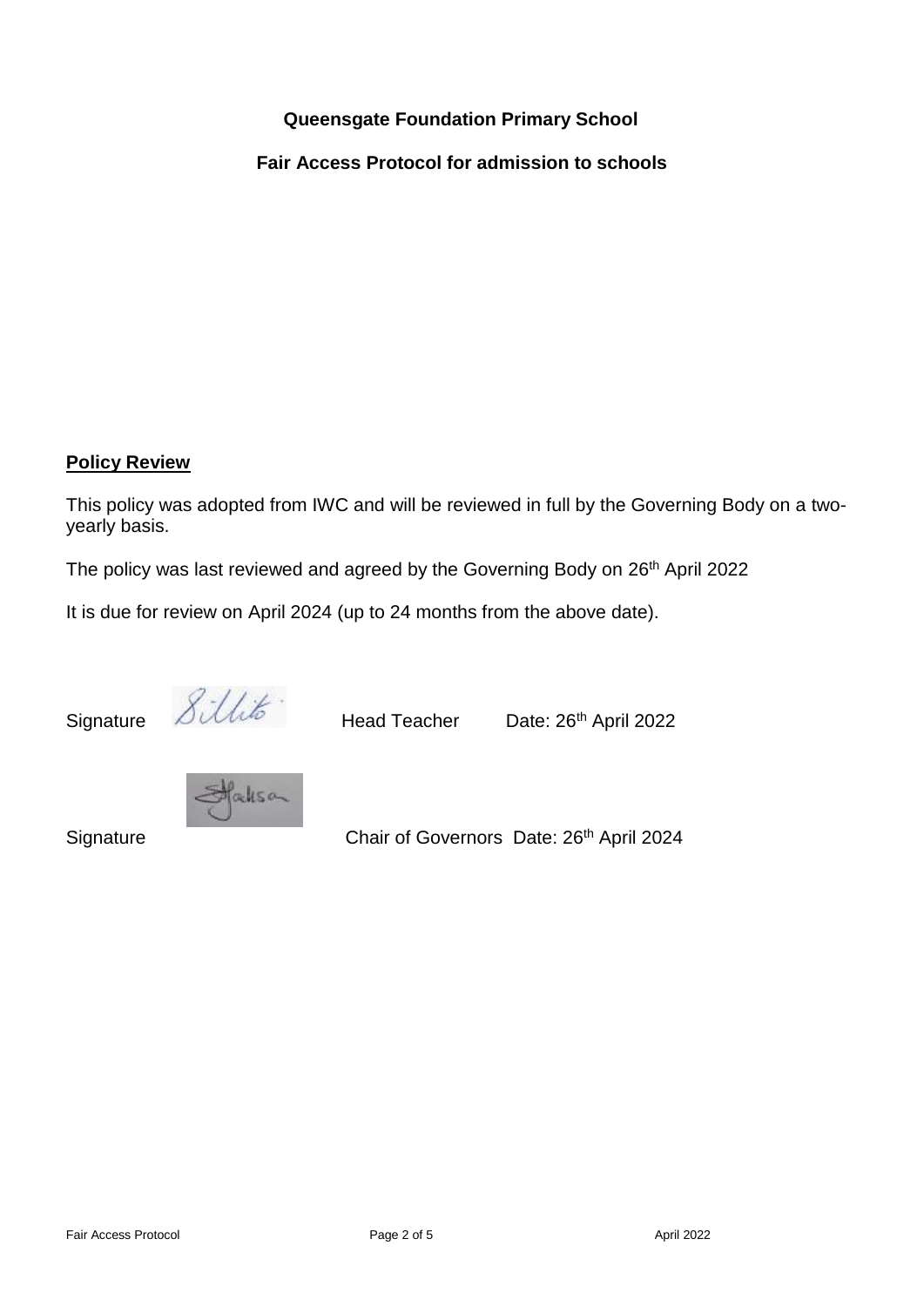**Queensgate Foundation Primary School**

**Fair Access Protocol for admission to schools**

## Policy Review

This policy was adopted from IWC and will be reviewed in full by the Governing Body on a two-yearly basis.

The policy was last reviewed and agreed by the Governing Body on 26th April 2022

It is due for review on April 2024 (up to 24 months from the above date).

Signature Head Teacher Date: 26th April 2022

Signature Chair of Governors Date: 26th April 2024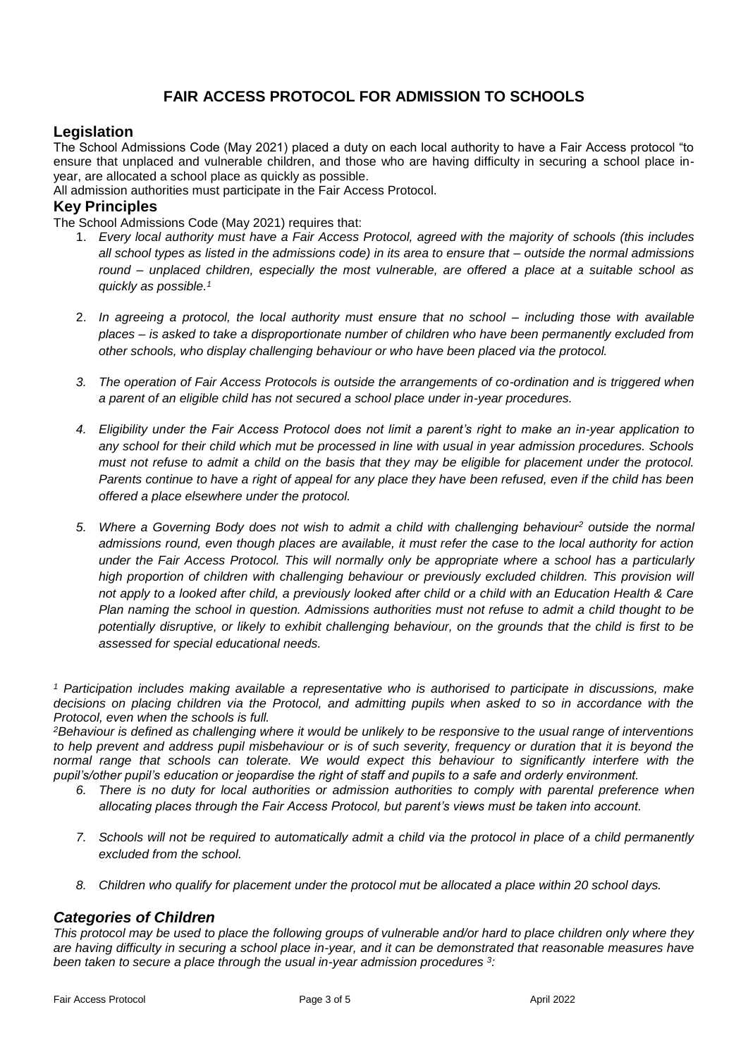# FAIR ACCESS PROTOCOL FOR ADMISSION TO SCHOOLS

## Legislation

The School Admissions Code (May 2021) placed a duty on each local authority to have a Fair Access protocol "to ensure that unplaced and vulnerable children, and those who are having difficulty in securing a school place in-year, are allocated a school place as quickly as possible.

All admission authorities must participate in the Fair Access Protocol.

## Key Principles

The School Admissions Code (May 2021) requires that:

1. *Every local authority must have a Fair Access Protocol, agreed with the majority of schools (this includes all school types as listed in the admissions code) in its area to ensure that – outside the normal admissions round – unplaced children, especially the most vulnerable, are offered a place at a suitable school as quickly as possible.*[1]

2. *In agreeing a protocol, the local authority must ensure that no school – including those with available places – is asked to take a disproportionate number of children who have been permanently excluded from other schools, who display challenging behaviour or who have been placed via the protocol.*

3. *The operation of Fair Access Protocols is outside the arrangements of co-ordination and is triggered when a parent of an eligible child has not secured a school place under in-year procedures.*

4. *Eligibility under the Fair Access Protocol does not limit a parent's right to make an in-year application to any school for their child which mut be processed in line with usual in year admission procedures. Schools must not refuse to admit a child on the basis that they may be eligible for placement under the protocol. Parents continue to have a right of appeal for any place they have been refused, even if the child has been offered a place elsewhere under the protocol.*

5. *Where a Governing Body does not wish to admit a child with challenging behaviour*[2] *outside the normal admissions round, even though places are available, it must refer the case to the local authority for action under the Fair Access Protocol. This will normally only be appropriate where a school has a particularly high proportion of children with challenging behaviour or previously excluded children. This provision will not apply to a looked after child, a previously looked after child or a child with an Education Health & Care Plan naming the school in question. Admissions authorities must not refuse to admit a child thought to be potentially disruptive, or likely to exhibit challenging behaviour, on the grounds that the child is first to be assessed for special educational needs.*

*[1] Participation includes making available a representative who is authorised to participate in discussions, make decisions on placing children via the Protocol, and admitting pupils when asked to so in accordance with the Protocol, even when the schools is full.*

*[2]Behaviour is defined as challenging where it would be unlikely to be responsive to the usual range of interventions to help prevent and address pupil misbehaviour or is of such severity, frequency or duration that it is beyond the normal range that schools can tolerate. We would expect this behaviour to significantly interfere with the pupil's/other pupil's education or jeopardise the right of staff and pupils to a safe and orderly environment.*

6. *There is no duty for local authorities or admission authorities to comply with parental preference when allocating places through the Fair Access Protocol, but parent's views must be taken into account.*

7. *Schools will not be required to automatically admit a child via the protocol in place of a child permanently excluded from the school.*

8. *Children who qualify for placement under the protocol mut be allocated a place within 20 school days.*

## *Categories of Children*

*This protocol may be used to place the following groups of vulnerable and/or hard to place children only where they are having difficulty in securing a school place in-year, and it can be demonstrated that reasonable measures have been taken to secure a place through the usual in-year admission procedures [3]:*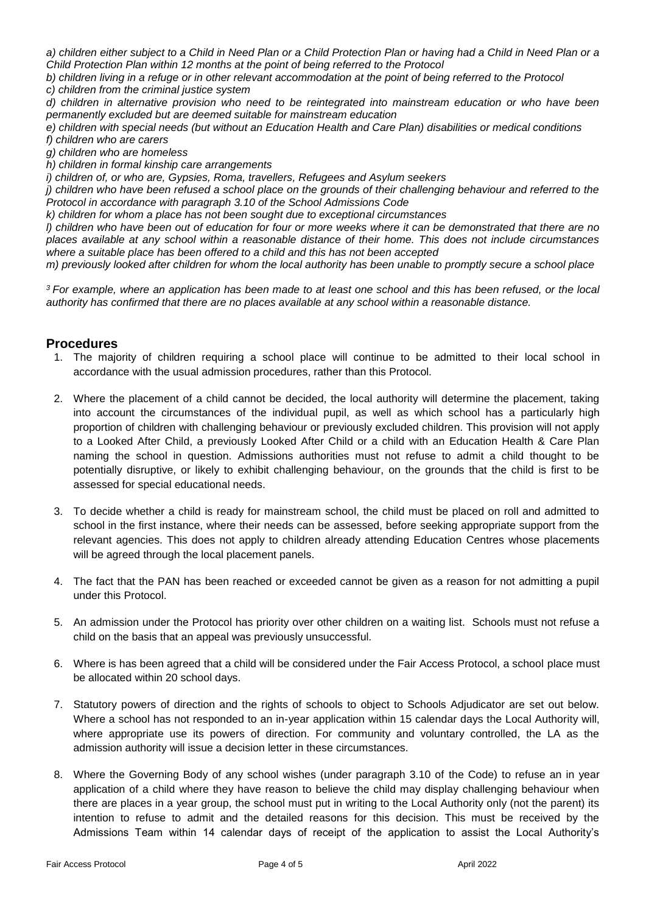*a) children either subject to a Child in Need Plan or a Child Protection Plan or having had a Child in Need Plan or a Child Protection Plan within 12 months at the point of being referred to the Protocol*
*b) children living in a refuge or in other relevant accommodation at the point of being referred to the Protocol*
*c) children from the criminal justice system*
*d) children in alternative provision who need to be reintegrated into mainstream education or who have been permanently excluded but are deemed suitable for mainstream education*
*e) children with special needs (but without an Education Health and Care Plan) disabilities or medical conditions*
*f) children who are carers*
*g) children who are homeless*
*h) children in formal kinship care arrangements*
*i) children of, or who are, Gypsies, Roma, travellers, Refugees and Asylum seekers*
*j) children who have been refused a school place on the grounds of their challenging behaviour and referred to the Protocol in accordance with paragraph 3.10 of the School Admissions Code*
*k) children for whom a place has not been sought due to exceptional circumstances*
*l) children who have been out of education for four or more weeks where it can be demonstrated that there are no places available at any school within a reasonable distance of their home. This does not include circumstances where a suitable place has been offered to a child and this has not been accepted*
*m) previously looked after children for whom the local authority has been unable to promptly secure a school place*

*[3] For example, where an application has been made to at least one school and this has been refused, or the local authority has confirmed that there are no places available at any school within a reasonable distance.*

## Procedures

1. The majority of children requiring a school place will continue to be admitted to their local school in accordance with the usual admission procedures, rather than this Protocol.

2. Where the placement of a child cannot be decided, the local authority will determine the placement, taking into account the circumstances of the individual pupil, as well as which school has a particularly high proportion of children with challenging behaviour or previously excluded children. This provision will not apply to a Looked After Child, a previously Looked After Child or a child with an Education Health & Care Plan naming the school in question. Admissions authorities must not refuse to admit a child thought to be potentially disruptive, or likely to exhibit challenging behaviour, on the grounds that the child is first to be assessed for special educational needs.

3. To decide whether a child is ready for mainstream school, the child must be placed on roll and admitted to school in the first instance, where their needs can be assessed, before seeking appropriate support from the relevant agencies. This does not apply to children already attending Education Centres whose placements will be agreed through the local placement panels.

4. The fact that the PAN has been reached or exceeded cannot be given as a reason for not admitting a pupil under this Protocol.

5. An admission under the Protocol has priority over other children on a waiting list. Schools must not refuse a child on the basis that an appeal was previously unsuccessful.

6. Where is has been agreed that a child will be considered under the Fair Access Protocol, a school place must be allocated within 20 school days.

7. Statutory powers of direction and the rights of schools to object to Schools Adjudicator are set out below. Where a school has not responded to an in-year application within 15 calendar days the Local Authority will, where appropriate use its powers of direction. For community and voluntary controlled, the LA as the admission authority will issue a decision letter in these circumstances.

8. Where the Governing Body of any school wishes (under paragraph 3.10 of the Code) to refuse an in year application of a child where they have reason to believe the child may display challenging behaviour when there are places in a year group, the school must put in writing to the Local Authority only (not the parent) its intention to refuse to admit and the detailed reasons for this decision. This must be received by the Admissions Team within 14 calendar days of receipt of the application to assist the Local Authority's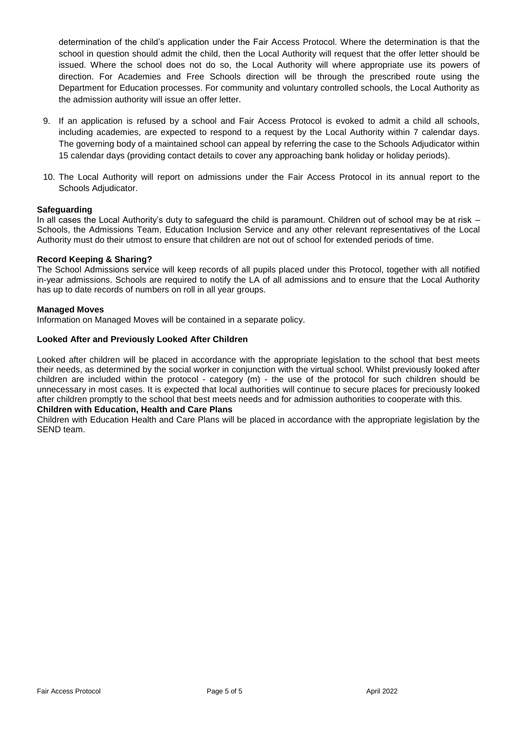determination of the child's application under the Fair Access Protocol. Where the determination is that the school in question should admit the child, then the Local Authority will request that the offer letter should be issued. Where the school does not do so, the Local Authority will where appropriate use its powers of direction. For Academies and Free Schools direction will be through the prescribed route using the Department for Education processes. For community and voluntary controlled schools, the Local Authority as the admission authority will issue an offer letter.

9. If an application is refused by a school and Fair Access Protocol is evoked to admit a child all schools, including academies, are expected to respond to a request by the Local Authority within 7 calendar days. The governing body of a maintained school can appeal by referring the case to the Schools Adjudicator within 15 calendar days (providing contact details to cover any approaching bank holiday or holiday periods).

10. The Local Authority will report on admissions under the Fair Access Protocol in its annual report to the Schools Adjudicator.

**Safeguarding**

In all cases the Local Authority's duty to safeguard the child is paramount. Children out of school may be at risk – Schools, the Admissions Team, Education Inclusion Service and any other relevant representatives of the Local Authority must do their utmost to ensure that children are not out of school for extended periods of time.

**Record Keeping & Sharing?**

The School Admissions service will keep records of all pupils placed under this Protocol, together with all notified in-year admissions. Schools are required to notify the LA of all admissions and to ensure that the Local Authority has up to date records of numbers on roll in all year groups.

**Managed Moves**

Information on Managed Moves will be contained in a separate policy.

**Looked After and Previously Looked After Children**

Looked after children will be placed in accordance with the appropriate legislation to the school that best meets their needs, as determined by the social worker in conjunction with the virtual school. Whilst previously looked after children are included within the protocol - category (m) - the use of the protocol for such children should be unnecessary in most cases. It is expected that local authorities will continue to secure places for preciously looked after children promptly to the school that best meets needs and for admission authorities to cooperate with this.

**Children with Education, Health and Care Plans**

Children with Education Health and Care Plans will be placed in accordance with the appropriate legislation by the SEND team.